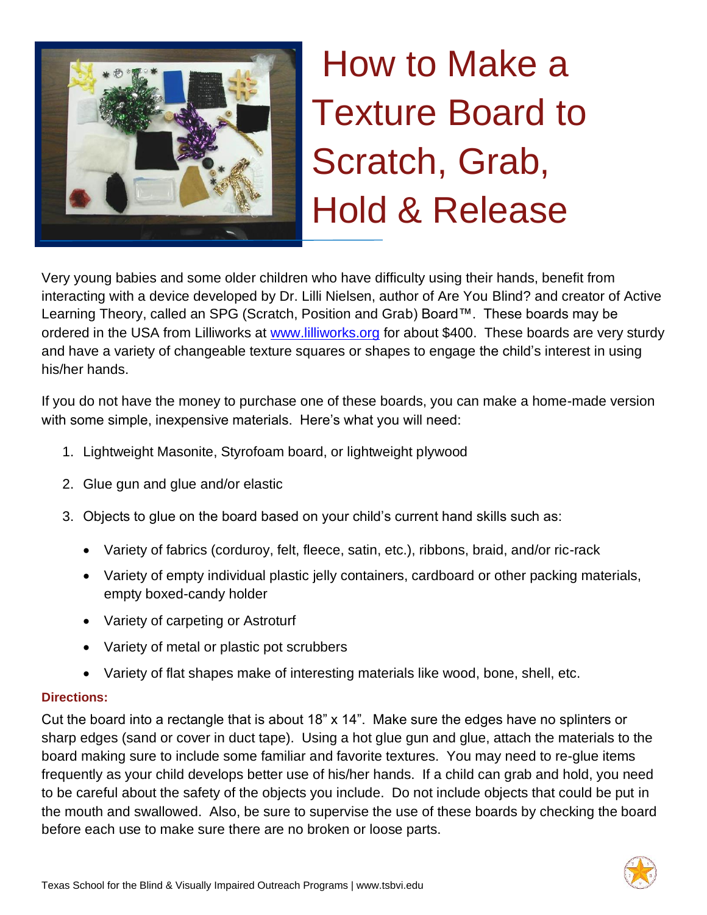# How to Make a Texture Board to Scratch, Grab, Hold & Release

Very young babies and some older children who have difficulty using their hands, benefit from interacting with a device developed by Dr. Lilli Nielsen, author of Are You Blind? and creator of Active Learning Theory, called an SPG (Scratch, Position and Grab) Board™. These boards may be ordered in the USA from Lilliworks at www.lilliworks.org for about $400. These boards are very sturdy and have a variety of changeable texture squares or shapes to engage the child's interest in using his/her hands.

If you do not have the money to purchase one of these boards, you can make a home-made version with some simple, inexpensive materials. Here's what you will need:

1. Lightweight Masonite, Styrofoam board, or lightweight plywood
2. Glue gun and glue and/or elastic
3. Objects to glue on the board based on your child's current hand skills such as:
   - Variety of fabrics (corduroy, felt, fleece, satin, etc.), ribbons, braid, and/or ric-rack
   - Variety of empty individual plastic jelly containers, cardboard or other packing materials, empty boxed-candy holder
   - Variety of carpeting or Astroturf
   - Variety of metal or plastic pot scrubbers
   - Variety of flat shapes make of interesting materials like wood, bone, shell, etc.

**Directions:**

Cut the board into a rectangle that is about 18" x 14". Make sure the edges have no splinters or sharp edges (sand or cover in duct tape). Using a hot glue gun and glue, attach the materials to the board making sure to include some familiar and favorite textures. You may need to re-glue items frequently as your child develops better use of his/her hands. If a child can grab and hold, you need to be careful about the safety of the objects you include. Do not include objects that could be put in the mouth and swallowed. Also, be sure to supervise the use of these boards by checking the board before each use to make sure there are no broken or loose parts.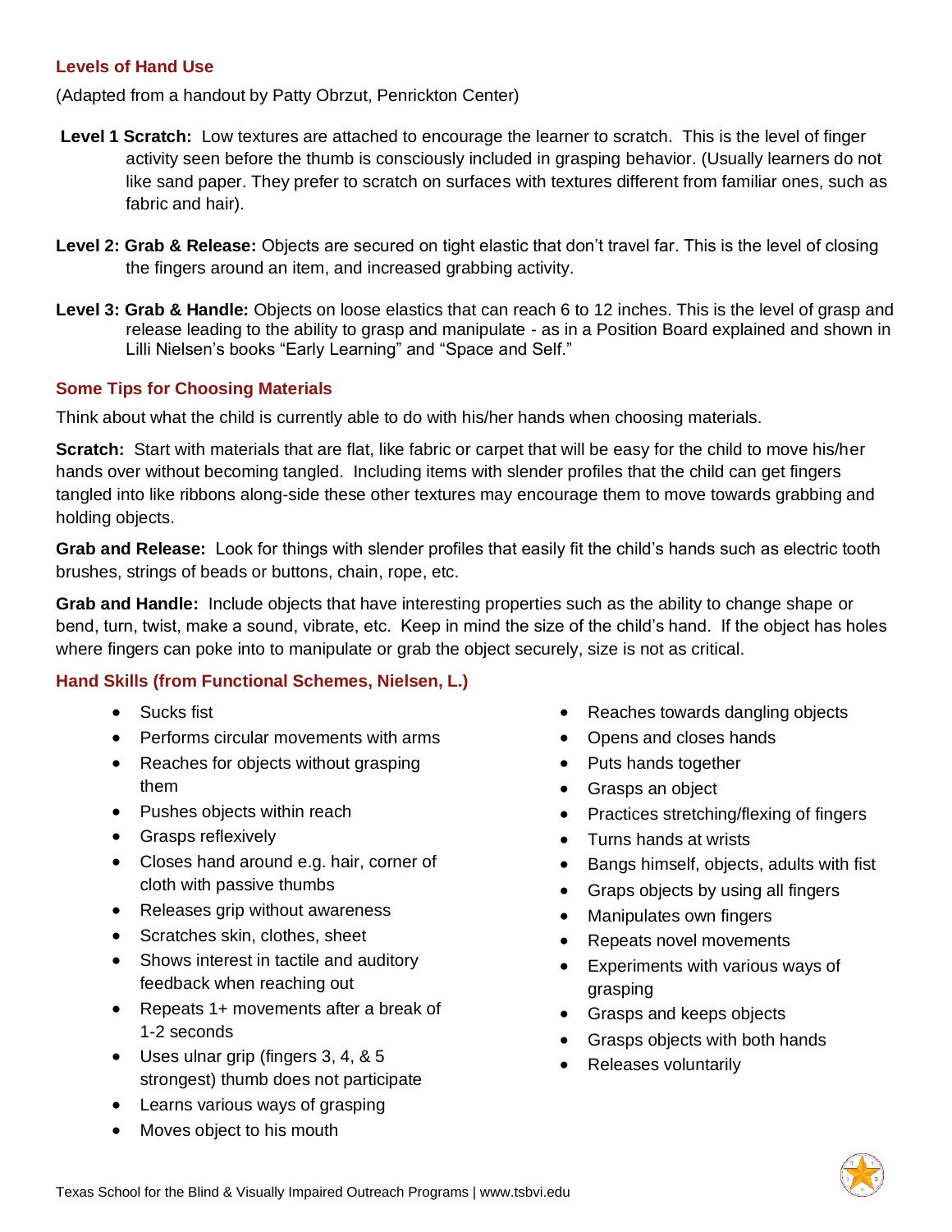## Levels of Hand Use

(Adapted from a handout by Patty Obrzut, Penrickton Center)

**Level 1 Scratch:** Low textures are attached to encourage the learner to scratch. This is the level of finger activity seen before the thumb is consciously included in grasping behavior. (Usually learners do not like sand paper. They prefer to scratch on surfaces with textures different from familiar ones, such as fabric and hair).

**Level 2: Grab & Release:** Objects are secured on tight elastic that don't travel far. This is the level of closing the fingers around an item, and increased grabbing activity.

**Level 3: Grab & Handle:** Objects on loose elastics that can reach 6 to 12 inches. This is the level of grasp and release leading to the ability to grasp and manipulate - as in a Position Board explained and shown in Lilli Nielsen's books "Early Learning" and "Space and Self."

## Some Tips for Choosing Materials

Think about what the child is currently able to do with his/her hands when choosing materials.

**Scratch:** Start with materials that are flat, like fabric or carpet that will be easy for the child to move his/her hands over without becoming tangled. Including items with slender profiles that the child can get fingers tangled into like ribbons along-side these other textures may encourage them to move towards grabbing and holding objects.

**Grab and Release:** Look for things with slender profiles that easily fit the child's hands such as electric tooth brushes, strings of beads or buttons, chain, rope, etc.

**Grab and Handle:** Include objects that have interesting properties such as the ability to change shape or bend, turn, twist, make a sound, vibrate, etc. Keep in mind the size of the child's hand. If the object has holes where fingers can poke into to manipulate or grab the object securely, size is not as critical.

## Hand Skills (from Functional Schemes, Nielsen, L.)

- Sucks fist
- Performs circular movements with arms
- Reaches for objects without grasping them
- Pushes objects within reach
- Grasps reflexively
- Closes hand around e.g. hair, corner of cloth with passive thumbs
- Releases grip without awareness
- Scratches skin, clothes, sheet
- Shows interest in tactile and auditory feedback when reaching out
- Repeats 1+ movements after a break of 1-2 seconds
- Uses ulnar grip (fingers 3, 4, & 5 strongest) thumb does not participate
- Learns various ways of grasping
- Moves object to his mouth
- Reaches towards dangling objects
- Opens and closes hands
- Puts hands together
- Grasps an object
- Practices stretching/flexing of fingers
- Turns hands at wrists
- Bangs himself, objects, adults with fist
- Graps objects by using all fingers
- Manipulates own fingers
- Repeats novel movements
- Experiments with various ways of grasping
- Grasps and keeps objects
- Grasps objects with both hands
- Releases voluntarily